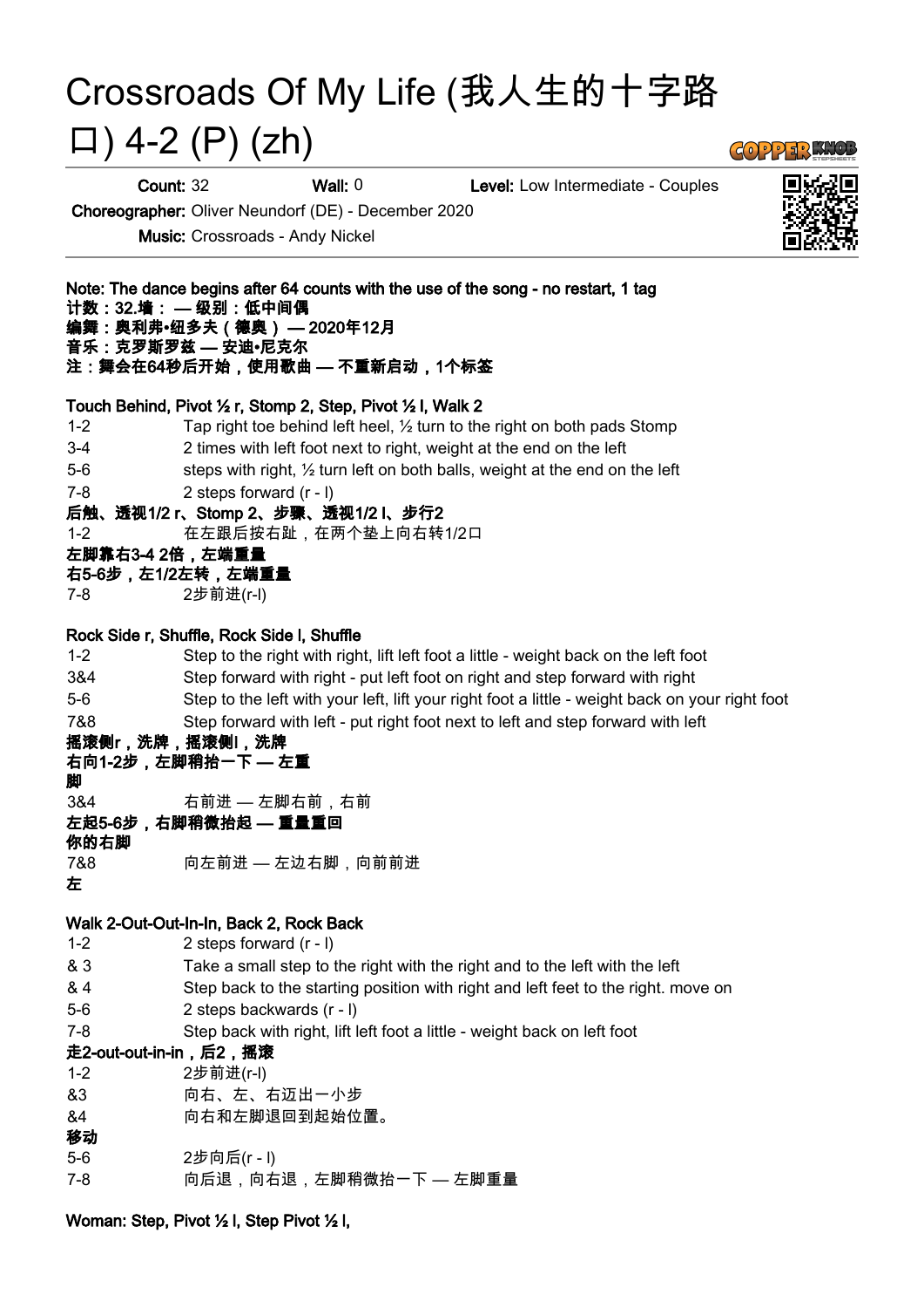# Crossroads Of My Life (我人生的十字路口) 4-2 (P) (zh)

**Count:** 32 **Wall:** 0 **Level:** Low Intermediate - Couples

**Choreographer:** Oliver Neundorf (DE) - December 2020

**Music:** Crossroads - Andy Nickel

**Note: The dance begins after 64 counts with the use of the song - no restart, 1 tag**
**计数：32.墙： — 级别：低中间偶**
**编舞：奥利弗•纽多夫（德奥） — 2020年12月**
**音乐：克罗斯罗兹 — 安迪•尼克尔**
**注：舞会在64秒后开始，使用歌曲 — 不重新启动，1个标签**

**Touch Behind, Pivot ½ r, Stomp 2, Step, Pivot ½ l, Walk 2**

| | |
|---|---|
| 1-2 | Tap right toe behind left heel, ½ turn to the right on both pads Stomp |
| 3-4 | 2 times with left foot next to right, weight at the end on the left |
| 5-6 | steps with right, ½ turn left on both balls, weight at the end on the left |
| 7-8 | 2 steps forward (r - l) |

**后触、透视1/2 r、Stomp 2、步骤、透视1/2 l、步行2**

1-2 在左跟后按右趾，在两个垫上向右转1/2口

**左脚靠右3-4 2倍，左端重量**
**右5-6步，左1/2左转，左端重量**

7-8 2步前进(r-l)

**Rock Side r, Shuffle, Rock Side l, Shuffle**

| | |
|---|---|
| 1-2 | Step to the right with right, lift left foot a little - weight back on the left foot |
| 3&4 | Step forward with right - put left foot on right and step forward with right |
| 5-6 | Step to the left with your left, lift your right foot a little - weight back on your right foot |
| 7&8 | Step forward with left - put right foot next to left and step forward with left |

**摇滚侧r，洗牌，摇滚侧l，洗牌**
**右向1-2步，左脚稍抬一下 — 左重脚**

3&4 右前进 — 左脚右前，右前

**左起5-6步，右脚稍微抬起 — 重量重回你的右脚**

7&8 向左前进 — 左边右脚，向前前进 **左**

**Walk 2-Out-Out-In-In, Back 2, Rock Back**

| | |
|---|---|
| 1-2 | 2 steps forward (r - l) |
| & 3 | Take a small step to the right with the right and to the left with the left |
| & 4 | Step back to the starting position with right and left feet to the right. move on |
| 5-6 | 2 steps backwards (r - l) |
| 7-8 | Step back with right, lift left foot a little - weight back on left foot |

**走2-out-out-in-in，后2，摇滚**

| | |
|---|---|
| 1-2 | 2步前进(r-l) |
| &3 | 向右、左、右迈出一小步 |
| &4 | 向右和左脚退回到起始位置。 |

**移动**

| | |
|---|---|
| 5-6 | 2步向后(r - l) |
| 7-8 | 向后退，向右退，左脚稍微抬一下 — 左脚重量 |

**Woman: Step, Pivot ½ l, Step Pivot ½ l,**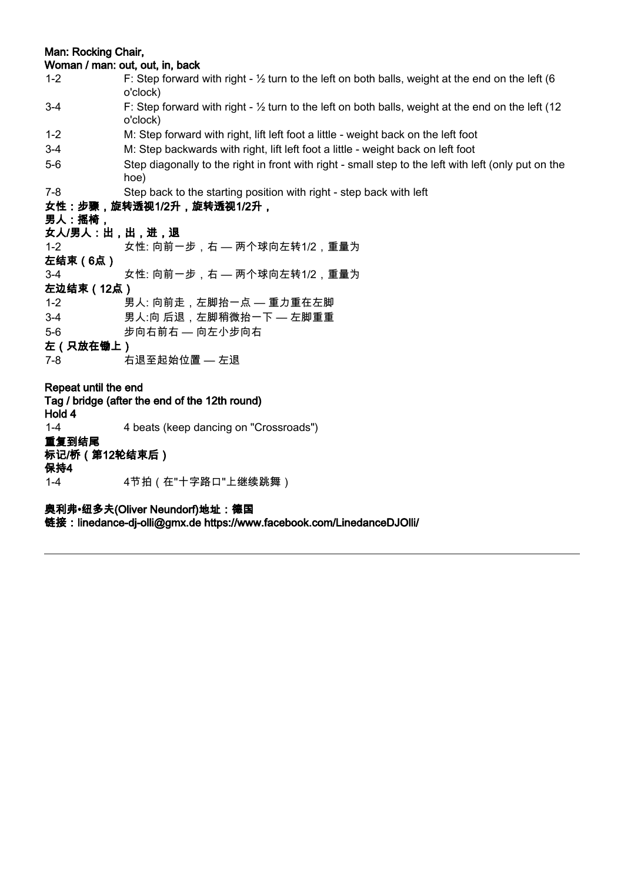**Man: Rocking Chair,**
**Woman / man: out, out, in, back**

| | |
|---|---|
| 1-2 | F: Step forward with right - ½ turn to the left on both balls, weight at the end on the left (6 o'clock) |
| 3-4 | F: Step forward with right - ½ turn to the left on both balls, weight at the end on the left (12 o'clock) |
| 1-2 | M: Step forward with right, lift left foot a little - weight back on the left foot |
| 3-4 | M: Step backwards with right, lift left foot a little - weight back on left foot |
| 5-6 | Step diagonally to the right in front with right - small step to the left with left (only put on the hoe) |
| 7-8 | Step back to the starting position with right - step back with left |

**女性：步骤，旋转透视1/2升，旋转透视1/2升，**
**男人：摇椅，**
**女人/男人：出，出，进，退**

| | |
|---|---|
| 1-2 | 女性: 向前一步，右 — 两个球向左转1/2，重量为 |

**左结束（6点）**

| | |
|---|---|
| 3-4 | 女性: 向前一步，右 — 两个球向左转1/2，重量为 |

**左边结束（12点）**

| | |
|---|---|
| 1-2 | 男人: 向前走，左脚抬一点 — 重力重在左脚 |
| 3-4 | 男人:向 后退，左脚稍微抬一下 — 左脚重重 |
| 5-6 | 步向右前右 — 向左小步向右 |

**左（只放在锄上）**

| | |
|---|---|
| 7-8 | 右退至起始位置 — 左退 |

**Repeat until the end**
**Tag / bridge (after the end of the 12th round)**
**Hold 4**

| | |
|---|---|
| 1-4 | 4 beats (keep dancing on "Crossroads") |

**重复到结尾**
**标记/桥（第12轮结束后）**
**保持4**

| | |
|---|---|
| 1-4 | 4节拍（在"十字路口"上继续跳舞） |

**奥利弗•纽多夫(Oliver Neundorf)地址：德国**
**链接：linedance-dj-olli@gmx.de https://www.facebook.com/LinedanceDJOlli/**